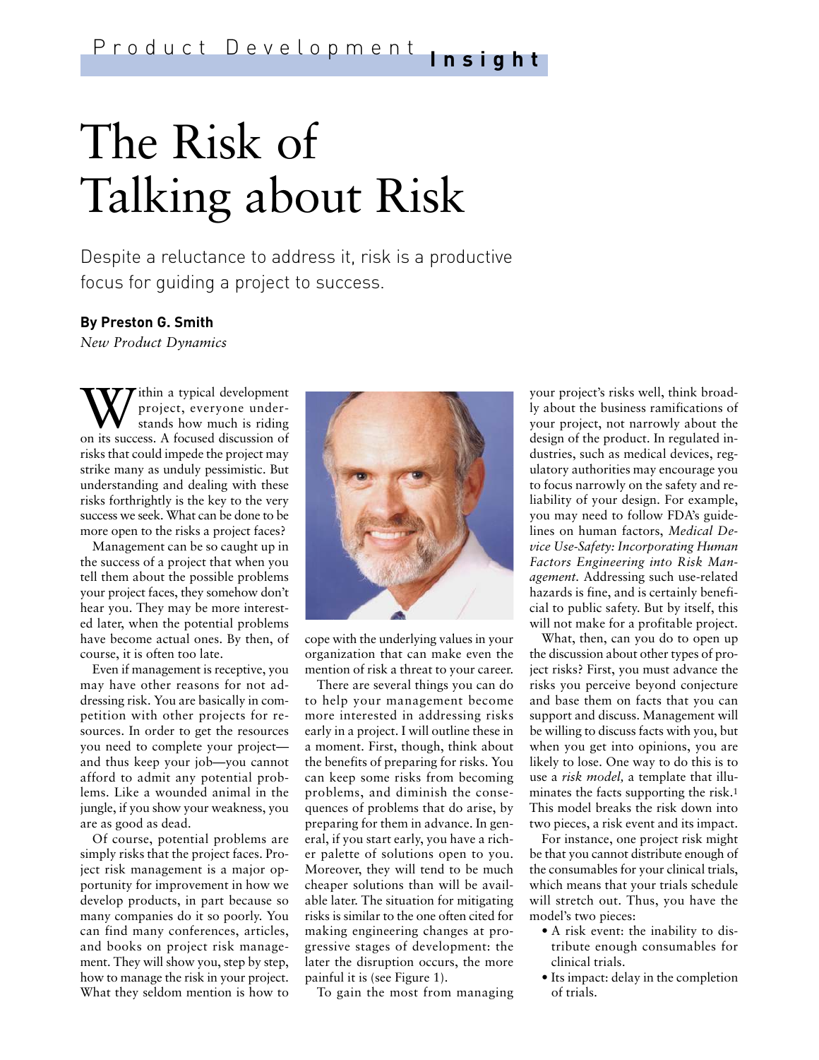Product Development **Insight**

# The Risk of Talking about Risk

Despite a reluctance to address it, risk is a productive focus for guiding a project to success.

**By Preston G. Smith**
*New Product Dynamics*

Within a typical development project, everyone understands how much is riding on its success. A focused discussion of risks that could impede the project may strike many as unduly pessimistic. But understanding and dealing with these risks forthrightly is the key to the very success we seek. What can be done to be more open to the risks a project faces?

Management can be so caught up in the success of a project that when you tell them about the possible problems your project faces, they somehow don't hear you. They may be more interested later, when the potential problems have become actual ones. By then, of course, it is often too late.

Even if management is receptive, you may have other reasons for not addressing risk. You are basically in competition with other projects for resources. In order to get the resources you need to complete your project—and thus keep your job—you cannot afford to admit any potential problems. Like a wounded animal in the jungle, if you show your weakness, you are as good as dead.

Of course, potential problems are simply risks that the project faces. Project risk management is a major opportunity for improvement in how we develop products, in part because so many companies do it so poorly. You can find many conferences, articles, and books on project risk management. They will show you, step by step, how to manage the risk in your project. What they seldom mention is how to cope with the underlying values in your organization that can make even the mention of risk a threat to your career.

There are several things you can do to help your management become more interested in addressing risks early in a project. I will outline these in a moment. First, though, think about the benefits of preparing for risks. You can keep some risks from becoming problems, and diminish the consequences of problems that do arise, by preparing for them in advance. In general, if you start early, you have a richer palette of solutions open to you. Moreover, they will tend to be much cheaper solutions than will be available later. The situation for mitigating risks is similar to the one often cited for making engineering changes at progressive stages of development: the later the disruption occurs, the more painful it is (see Figure 1).

To gain the most from managing your project's risks well, think broadly about the business ramifications of your project, not narrowly about the design of the product. In regulated industries, such as medical devices, regulatory authorities may encourage you to focus narrowly on the safety and reliability of your design. For example, you may need to follow FDA's guidelines on human factors, *Medical Device Use-Safety: Incorporating Human Factors Engineering into Risk Management.* Addressing such use-related hazards is fine, and is certainly beneficial to public safety. But by itself, this will not make for a profitable project.

What, then, can you do to open up the discussion about other types of project risks? First, you must advance the risks you perceive beyond conjecture and base them on facts that you can support and discuss. Management will be willing to discuss facts with you, but when you get into opinions, you are likely to lose. One way to do this is to use a *risk model,* a template that illuminates the facts supporting the risk.[1] This model breaks the risk down into two pieces, a risk event and its impact.

For instance, one project risk might be that you cannot distribute enough of the consumables for your clinical trials, which means that your trials schedule will stretch out. Thus, you have the model's two pieces:

- A risk event: the inability to distribute enough consumables for clinical trials.
- Its impact: delay in the completion of trials.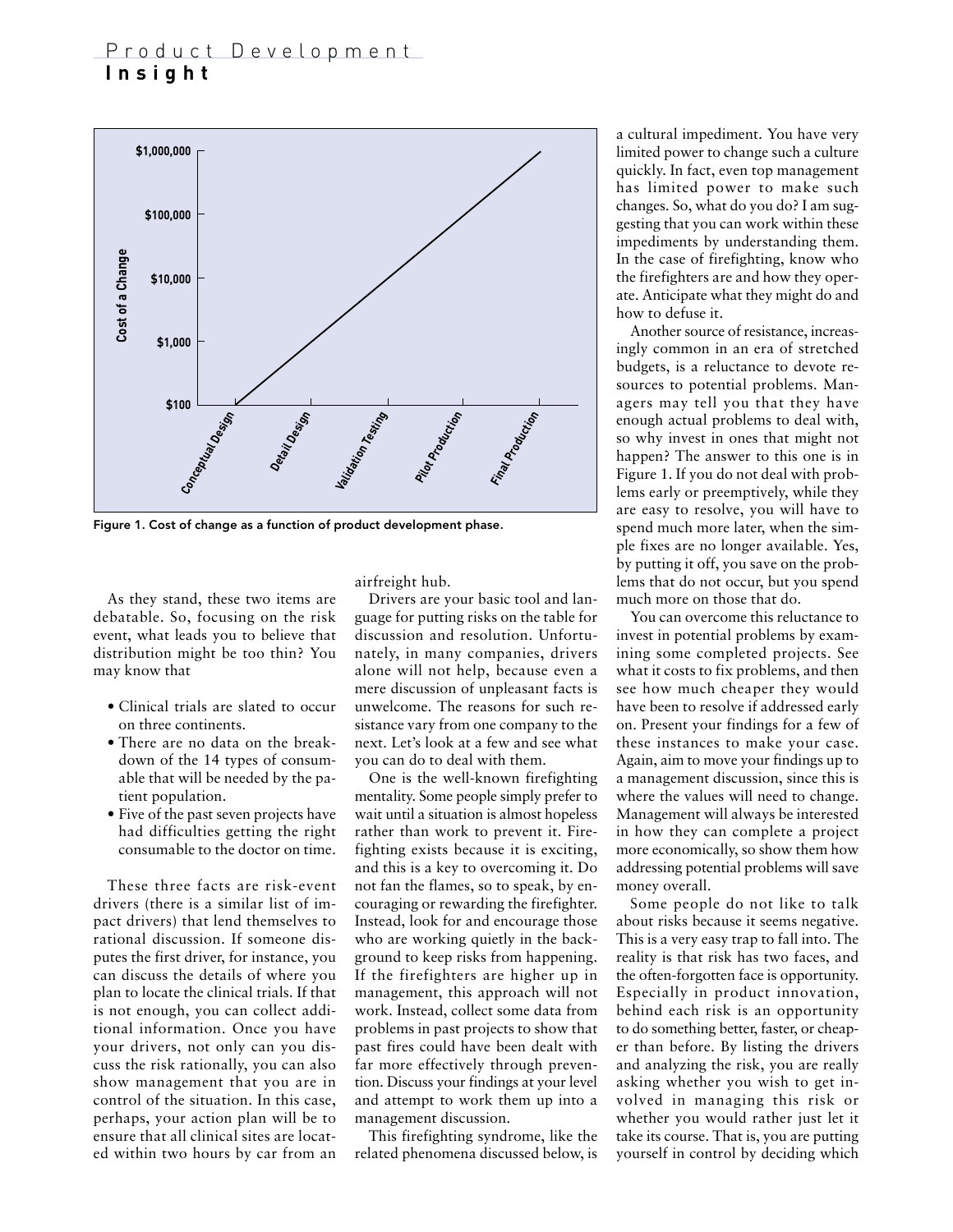Figure 1. Cost of change as a function of product development phase.

As they stand, these two items are debatable. So, focusing on the risk event, what leads you to believe that distribution might be too thin? You may know that

- Clinical trials are slated to occur on three continents.
- There are no data on the breakdown of the 14 types of consumable that will be needed by the patient population.
- Five of the past seven projects have had difficulties getting the right consumable to the doctor on time.

These three facts are risk-event drivers (there is a similar list of impact drivers) that lend themselves to rational discussion. If someone disputes the first driver, for instance, you can discuss the details of where you plan to locate the clinical trials. If that is not enough, you can collect additional information. Once you have your drivers, not only can you discuss the risk rationally, you can also show management that you are in control of the situation. In this case, perhaps, your action plan will be to ensure that all clinical sites are located within two hours by car from an airfreight hub.

Drivers are your basic tool and language for putting risks on the table for discussion and resolution. Unfortunately, in many companies, drivers alone will not help, because even a mere discussion of unpleasant facts is unwelcome. The reasons for such resistance vary from one company to the next. Let's look at a few and see what you can do to deal with them.

One is the well-known firefighting mentality. Some people simply prefer to wait until a situation is almost hopeless rather than work to prevent it. Firefighting exists because it is exciting, and this is a key to overcoming it. Do not fan the flames, so to speak, by encouraging or rewarding the firefighter. Instead, look for and encourage those who are working quietly in the background to keep risks from happening. If the firefighters are higher up in management, this approach will not work. Instead, collect some data from problems in past projects to show that past fires could have been dealt with far more effectively through prevention. Discuss your findings at your level and attempt to work them up into a management discussion.

This firefighting syndrome, like the related phenomena discussed below, is a cultural impediment. You have very limited power to change such a culture quickly. In fact, even top management has limited power to make such changes. So, what do you do? I am suggesting that you can work within these impediments by understanding them. In the case of firefighting, know who the firefighters are and how they operate. Anticipate what they might do and how to defuse it.

Another source of resistance, increasingly common in an era of stretched budgets, is a reluctance to devote resources to potential problems. Managers may tell you that they have enough actual problems to deal with, so why invest in ones that might not happen? The answer to this one is in Figure 1. If you do not deal with problems early or preemptively, while they are easy to resolve, you will have to spend much more later, when the simple fixes are no longer available. Yes, by putting it off, you save on the problems that do not occur, but you spend much more on those that do.

You can overcome this reluctance to invest in potential problems by examining some completed projects. See what it costs to fix problems, and then see how much cheaper they would have been to resolve if addressed early on. Present your findings for a few of these instances to make your case. Again, aim to move your findings up to a management discussion, since this is where the values will need to change. Management will always be interested in how they can complete a project more economically, so show them how addressing potential problems will save money overall.

Some people do not like to talk about risks because it seems negative. This is a very easy trap to fall into. The reality is that risk has two faces, and the often-forgotten face is opportunity. Especially in product innovation, behind each risk is an opportunity to do something better, faster, or cheaper than before. By listing the drivers and analyzing the risk, you are really asking whether you wish to get involved in managing this risk or whether you would rather just let it take its course. That is, you are putting yourself in control by deciding which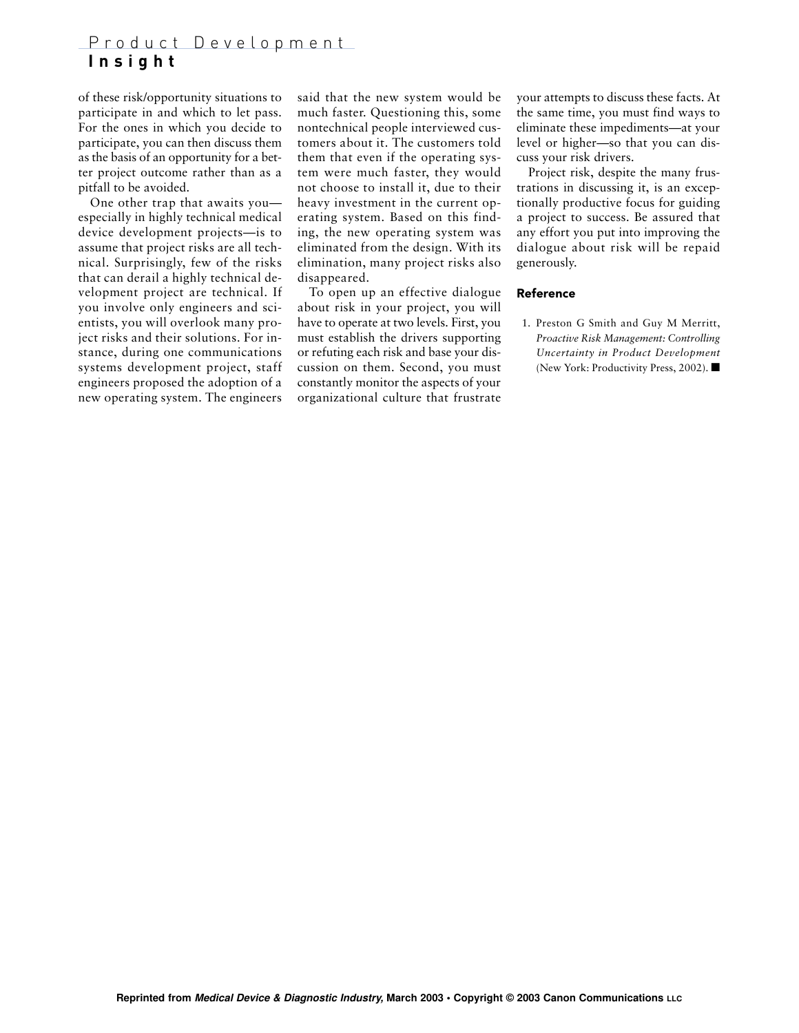of these risk/opportunity situations to participate in and which to let pass. For the ones in which you decide to participate, you can then discuss them as the basis of an opportunity for a better project outcome rather than as a pitfall to be avoided.

One other trap that awaits you—especially in highly technical medical device development projects—is to assume that project risks are all technical. Surprisingly, few of the risks that can derail a highly technical development project are technical. If you involve only engineers and scientists, you will overlook many project risks and their solutions. For instance, during one communications systems development project, staff engineers proposed the adoption of a new operating system. The engineers said that the new system would be much faster. Questioning this, some nontechnical people interviewed customers about it. The customers told them that even if the operating system were much faster, they would not choose to install it, due to their heavy investment in the current operating system. Based on this finding, the new operating system was eliminated from the design. With its elimination, many project risks also disappeared.

To open up an effective dialogue about risk in your project, you will have to operate at two levels. First, you must establish the drivers supporting or refuting each risk and base your discussion on them. Second, you must constantly monitor the aspects of your organizational culture that frustrate your attempts to discuss these facts. At the same time, you must find ways to eliminate these impediments—at your level or higher—so that you can discuss your risk drivers.

Project risk, despite the many frustrations in discussing it, is an exceptionally productive focus for guiding a project to success. Be assured that any effort you put into improving the dialogue about risk will be repaid generously.

## Reference

1. Preston G Smith and Guy M Merritt, *Proactive Risk Management: Controlling Uncertainty in Product Development* (New York: Productivity Press, 2002). ■

Reprinted from *Medical Device & Diagnostic Industry,* March 2003 • Copyright © 2003 Canon Communications LLC